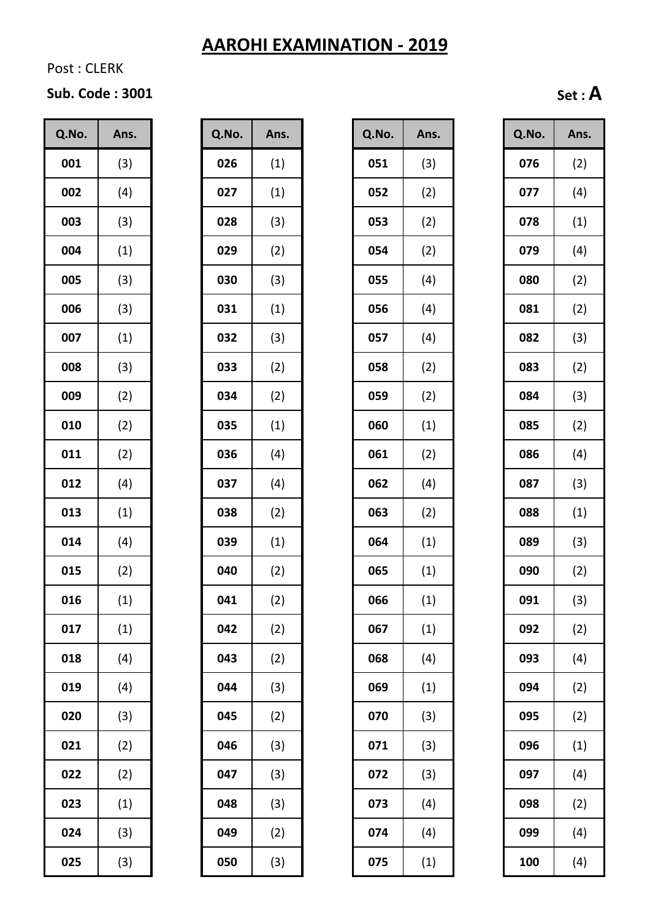# AAROHI EXAMINATION - 2019

Post : CLERK

**Sub. Code : 3001**

**Set : A**

| Q.No. | Ans. |
|---|---|
| 001 | (3) |
| 002 | (4) |
| 003 | (3) |
| 004 | (1) |
| 005 | (3) |
| 006 | (3) |
| 007 | (1) |
| 008 | (3) |
| 009 | (2) |
| 010 | (2) |
| 011 | (2) |
| 012 | (4) |
| 013 | (1) |
| 014 | (4) |
| 015 | (2) |
| 016 | (1) |
| 017 | (1) |
| 018 | (4) |
| 019 | (4) |
| 020 | (3) |
| 021 | (2) |
| 022 | (2) |
| 023 | (1) |
| 024 | (3) |
| 025 | (3) |

| Q.No. | Ans. |
|---|---|
| 026 | (1) |
| 027 | (1) |
| 028 | (3) |
| 029 | (2) |
| 030 | (3) |
| 031 | (1) |
| 032 | (3) |
| 033 | (2) |
| 034 | (2) |
| 035 | (1) |
| 036 | (4) |
| 037 | (4) |
| 038 | (2) |
| 039 | (1) |
| 040 | (2) |
| 041 | (2) |
| 042 | (2) |
| 043 | (2) |
| 044 | (3) |
| 045 | (2) |
| 046 | (3) |
| 047 | (3) |
| 048 | (3) |
| 049 | (2) |
| 050 | (3) |

| Q.No. | Ans. |
|---|---|
| 051 | (3) |
| 052 | (2) |
| 053 | (2) |
| 054 | (2) |
| 055 | (4) |
| 056 | (4) |
| 057 | (4) |
| 058 | (2) |
| 059 | (2) |
| 060 | (1) |
| 061 | (2) |
| 062 | (4) |
| 063 | (2) |
| 064 | (1) |
| 065 | (1) |
| 066 | (1) |
| 067 | (1) |
| 068 | (4) |
| 069 | (1) |
| 070 | (3) |
| 071 | (3) |
| 072 | (3) |
| 073 | (4) |
| 074 | (4) |
| 075 | (1) |

| Q.No. | Ans. |
|---|---|
| 076 | (2) |
| 077 | (4) |
| 078 | (1) |
| 079 | (4) |
| 080 | (2) |
| 081 | (2) |
| 082 | (3) |
| 083 | (2) |
| 084 | (3) |
| 085 | (2) |
| 086 | (4) |
| 087 | (3) |
| 088 | (1) |
| 089 | (3) |
| 090 | (2) |
| 091 | (3) |
| 092 | (2) |
| 093 | (4) |
| 094 | (2) |
| 095 | (2) |
| 096 | (1) |
| 097 | (4) |
| 098 | (2) |
| 099 | (4) |
| 100 | (4) |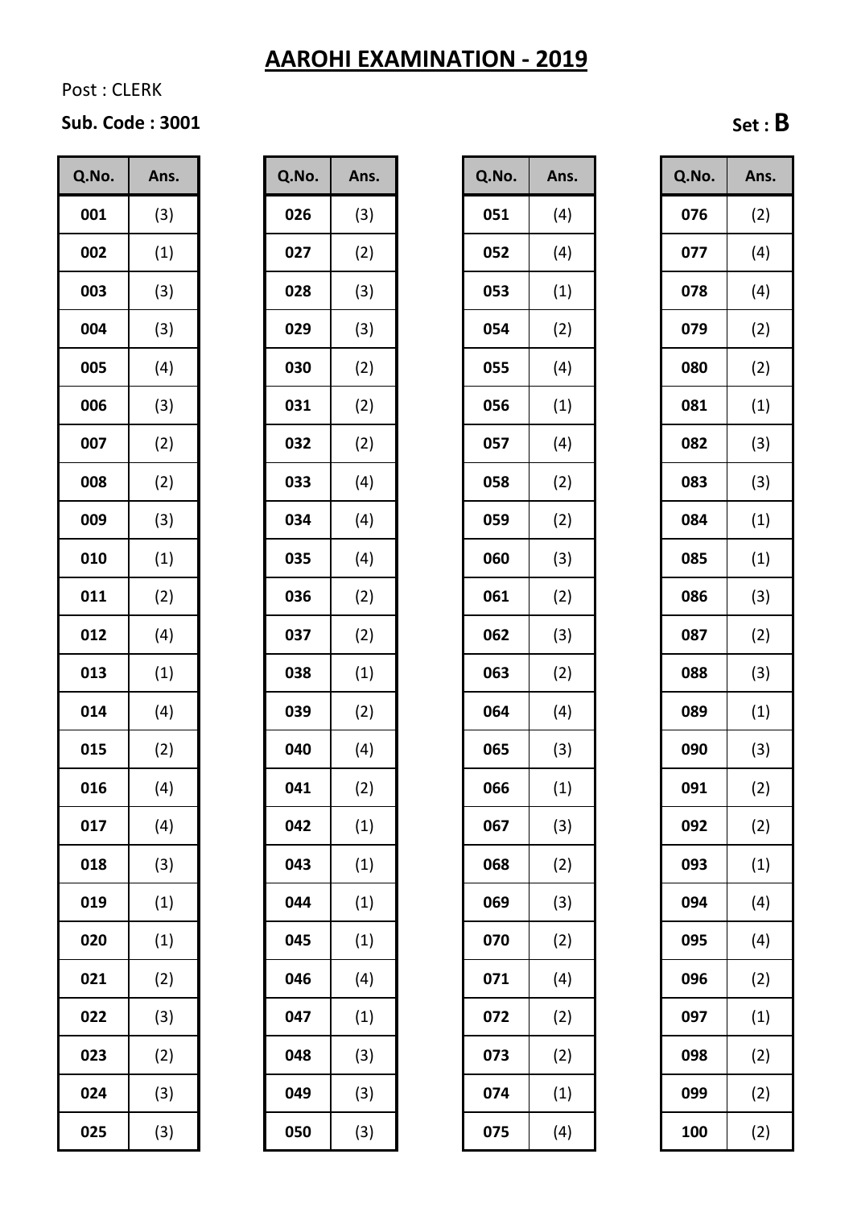# AARHI EXAMINATION - 2019

Post : CLERK

**Sub. Code : 3001**

**Set : B**

| Q.No. | Ans. |
|---|---|
| 001 | (3) |
| 002 | (1) |
| 003 | (3) |
| 004 | (3) |
| 005 | (4) |
| 006 | (3) |
| 007 | (2) |
| 008 | (2) |
| 009 | (3) |
| 010 | (1) |
| 011 | (2) |
| 012 | (4) |
| 013 | (1) |
| 014 | (4) |
| 015 | (2) |
| 016 | (4) |
| 017 | (4) |
| 018 | (3) |
| 019 | (1) |
| 020 | (1) |
| 021 | (2) |
| 022 | (3) |
| 023 | (2) |
| 024 | (3) |
| 025 | (3) |

| Q.No. | Ans. |
|---|---|
| 026 | (3) |
| 027 | (2) |
| 028 | (3) |
| 029 | (3) |
| 030 | (2) |
| 031 | (2) |
| 032 | (2) |
| 033 | (4) |
| 034 | (4) |
| 035 | (4) |
| 036 | (2) |
| 037 | (2) |
| 038 | (1) |
| 039 | (2) |
| 040 | (4) |
| 041 | (2) |
| 042 | (1) |
| 043 | (1) |
| 044 | (1) |
| 045 | (1) |
| 046 | (4) |
| 047 | (1) |
| 048 | (3) |
| 049 | (3) |
| 050 | (3) |

| Q.No. | Ans. |
|---|---|
| 051 | (4) |
| 052 | (4) |
| 053 | (1) |
| 054 | (2) |
| 055 | (4) |
| 056 | (1) |
| 057 | (4) |
| 058 | (2) |
| 059 | (2) |
| 060 | (3) |
| 061 | (2) |
| 062 | (3) |
| 063 | (2) |
| 064 | (4) |
| 065 | (3) |
| 066 | (1) |
| 067 | (3) |
| 068 | (2) |
| 069 | (3) |
| 070 | (2) |
| 071 | (4) |
| 072 | (2) |
| 073 | (2) |
| 074 | (1) |
| 075 | (4) |

| Q.No. | Ans. |
|---|---|
| 076 | (2) |
| 077 | (4) |
| 078 | (4) |
| 079 | (2) |
| 080 | (2) |
| 081 | (1) |
| 082 | (3) |
| 083 | (3) |
| 084 | (1) |
| 085 | (1) |
| 086 | (3) |
| 087 | (2) |
| 088 | (3) |
| 089 | (1) |
| 090 | (3) |
| 091 | (2) |
| 092 | (2) |
| 093 | (1) |
| 094 | (4) |
| 095 | (4) |
| 096 | (2) |
| 097 | (1) |
| 098 | (2) |
| 099 | (2) |
| 100 | (2) |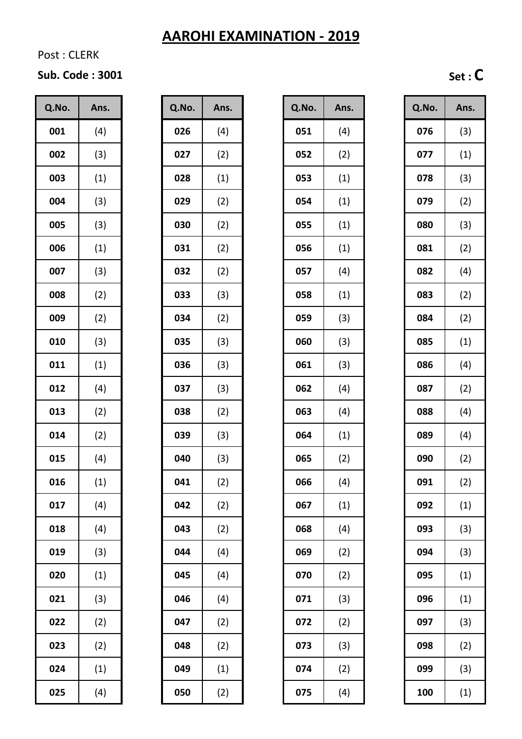# AARO HI EXAMINATION - 2019

Post : CLERK

**Sub. Code : 3001**

**Set : C**

| Q.No. | Ans. |
|---|---|
| 001 | (4) |
| 002 | (3) |
| 003 | (1) |
| 004 | (3) |
| 005 | (3) |
| 006 | (1) |
| 007 | (3) |
| 008 | (2) |
| 009 | (2) |
| 010 | (3) |
| 011 | (1) |
| 012 | (4) |
| 013 | (2) |
| 014 | (2) |
| 015 | (4) |
| 016 | (1) |
| 017 | (4) |
| 018 | (4) |
| 019 | (3) |
| 020 | (1) |
| 021 | (3) |
| 022 | (2) |
| 023 | (2) |
| 024 | (1) |
| 025 | (4) |

| Q.No. | Ans. |
|---|---|
| 026 | (4) |
| 027 | (2) |
| 028 | (1) |
| 029 | (2) |
| 030 | (2) |
| 031 | (2) |
| 032 | (2) |
| 033 | (3) |
| 034 | (2) |
| 035 | (3) |
| 036 | (3) |
| 037 | (3) |
| 038 | (2) |
| 039 | (3) |
| 040 | (3) |
| 041 | (2) |
| 042 | (2) |
| 043 | (2) |
| 044 | (4) |
| 045 | (4) |
| 046 | (4) |
| 047 | (2) |
| 048 | (2) |
| 049 | (1) |
| 050 | (2) |

| Q.No. | Ans. |
|---|---|
| 051 | (4) |
| 052 | (2) |
| 053 | (1) |
| 054 | (1) |
| 055 | (1) |
| 056 | (1) |
| 057 | (4) |
| 058 | (1) |
| 059 | (3) |
| 060 | (3) |
| 061 | (3) |
| 062 | (4) |
| 063 | (4) |
| 064 | (1) |
| 065 | (2) |
| 066 | (4) |
| 067 | (1) |
| 068 | (4) |
| 069 | (2) |
| 070 | (2) |
| 071 | (3) |
| 072 | (2) |
| 073 | (3) |
| 074 | (2) |
| 075 | (4) |

| Q.No. | Ans. |
|---|---|
| 076 | (3) |
| 077 | (1) |
| 078 | (3) |
| 079 | (2) |
| 080 | (3) |
| 081 | (2) |
| 082 | (4) |
| 083 | (2) |
| 084 | (2) |
| 085 | (1) |
| 086 | (4) |
| 087 | (2) |
| 088 | (4) |
| 089 | (4) |
| 090 | (2) |
| 091 | (2) |
| 092 | (1) |
| 093 | (3) |
| 094 | (3) |
| 095 | (1) |
| 096 | (1) |
| 097 | (3) |
| 098 | (2) |
| 099 | (3) |
| 100 | (1) |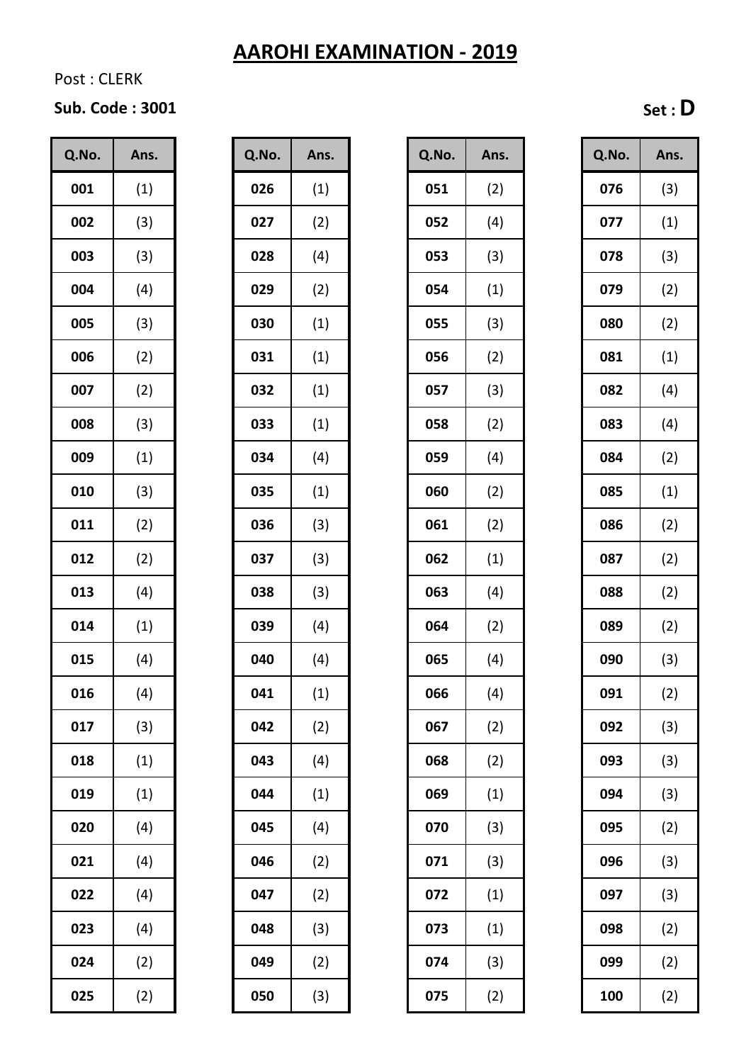# AAROHI EXAMINATION - 2019

Post : CLERK

**Sub. Code : 3001**

**Set : D**

| Q.No. | Ans. |
|---|---|
| 001 | (1) |
| 002 | (3) |
| 003 | (3) |
| 004 | (4) |
| 005 | (3) |
| 006 | (2) |
| 007 | (2) |
| 008 | (3) |
| 009 | (1) |
| 010 | (3) |
| 011 | (2) |
| 012 | (2) |
| 013 | (4) |
| 014 | (1) |
| 015 | (4) |
| 016 | (4) |
| 017 | (3) |
| 018 | (1) |
| 019 | (1) |
| 020 | (4) |
| 021 | (4) |
| 022 | (4) |
| 023 | (4) |
| 024 | (2) |
| 025 | (2) |

| Q.No. | Ans. |
|---|---|
| 026 | (1) |
| 027 | (2) |
| 028 | (4) |
| 029 | (2) |
| 030 | (1) |
| 031 | (1) |
| 032 | (1) |
| 033 | (1) |
| 034 | (4) |
| 035 | (1) |
| 036 | (3) |
| 037 | (3) |
| 038 | (3) |
| 039 | (4) |
| 040 | (4) |
| 041 | (1) |
| 042 | (2) |
| 043 | (4) |
| 044 | (1) |
| 045 | (4) |
| 046 | (2) |
| 047 | (2) |
| 048 | (3) |
| 049 | (2) |
| 050 | (3) |

| Q.No. | Ans. |
|---|---|
| 051 | (2) |
| 052 | (4) |
| 053 | (3) |
| 054 | (1) |
| 055 | (3) |
| 056 | (2) |
| 057 | (3) |
| 058 | (2) |
| 059 | (4) |
| 060 | (2) |
| 061 | (2) |
| 062 | (1) |
| 063 | (4) |
| 064 | (2) |
| 065 | (4) |
| 066 | (4) |
| 067 | (2) |
| 068 | (2) |
| 069 | (1) |
| 070 | (3) |
| 071 | (3) |
| 072 | (1) |
| 073 | (1) |
| 074 | (3) |
| 075 | (2) |

| Q.No. | Ans. |
|---|---|
| 076 | (3) |
| 077 | (1) |
| 078 | (3) |
| 079 | (2) |
| 080 | (2) |
| 081 | (1) |
| 082 | (4) |
| 083 | (4) |
| 084 | (2) |
| 085 | (1) |
| 086 | (2) |
| 087 | (2) |
| 088 | (2) |
| 089 | (2) |
| 090 | (3) |
| 091 | (2) |
| 092 | (3) |
| 093 | (3) |
| 094 | (3) |
| 095 | (2) |
| 096 | (3) |
| 097 | (3) |
| 098 | (2) |
| 099 | (2) |
| 100 | (2) |